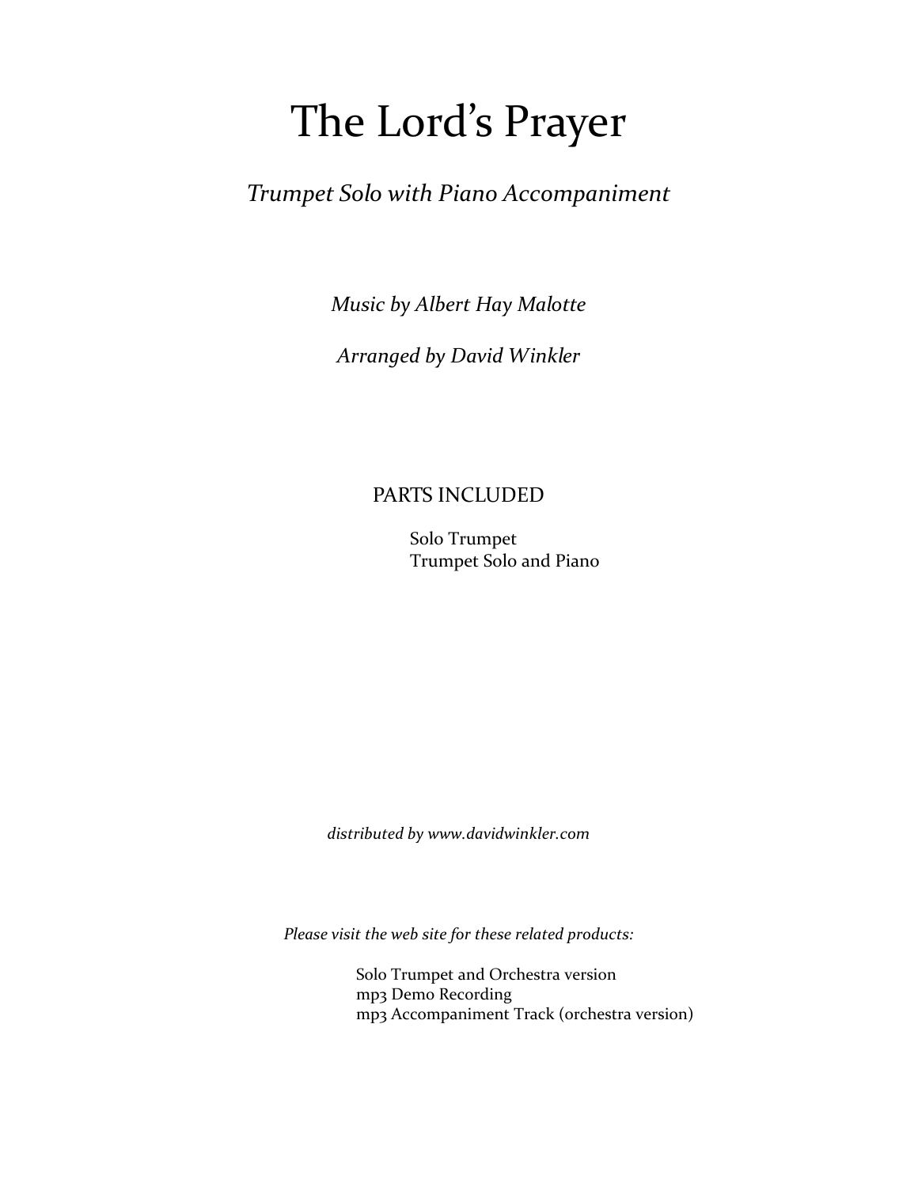# The Lord's Prayer

*Trumpet Solo with Piano Accompaniment*

*Music by Albert Hay Malotte*

*Arranged by David Winkler*

PARTS INCLUDED

- Solo Trumpet
- Trumpet Solo and Piano

*distributed by www.davidwinkler.com*

*Please visit the web site for these related products:*

- Solo Trumpet and Orchestra version
- mp3 Demo Recording
- mp3 Accompaniment Track (orchestra version)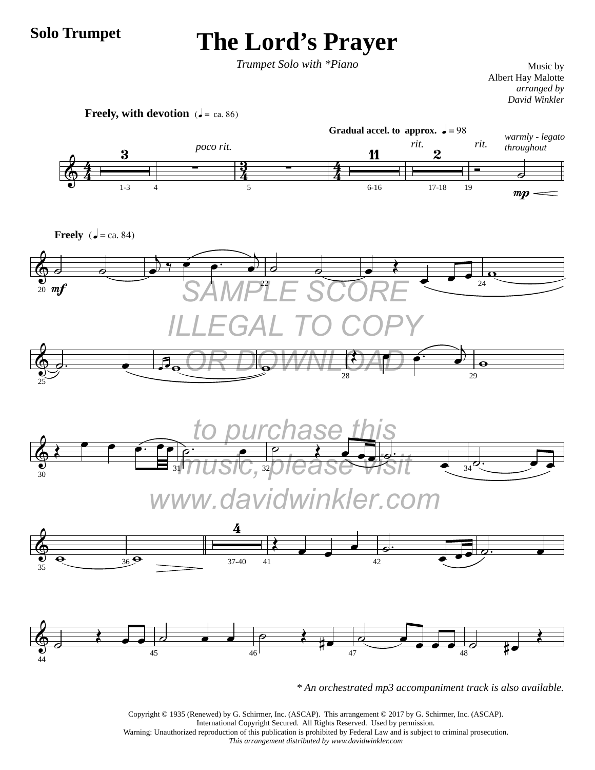**Solo Trumpet**

# The Lord's Prayer

*Trumpet Solo with \*Piano*

Music by
Albert Hay Malotte
*arranged by*
*David Winkler*

**Freely, with devotion** (♩= ca. 86)

**Gradual accel. to approx.** ♩= 98

*poco rit.* *rit.* *rit.* *warmly - legato throughout*

**Freely** (♩= ca. 84)

SAMPLE SCORE
ILLEGAL TO COPY
OR DOWNLOAD

to purchase this
music, please visit
www.davidwinkler.com

*\* An orchestrated mp3 accompaniment track is also available.*

Copyright © 1935 (Renewed) by G. Schirmer, Inc. (ASCAP). This arrangement © 2017 by G. Schirmer, Inc. (ASCAP).
International Copyright Secured. All Rights Reserved. Used by permission.
Warning: Unauthorized reproduction of this publication is prohibited by Federal Law and is subject to criminal prosecution.
*This arrangement distributed by www.davidwinkler.com*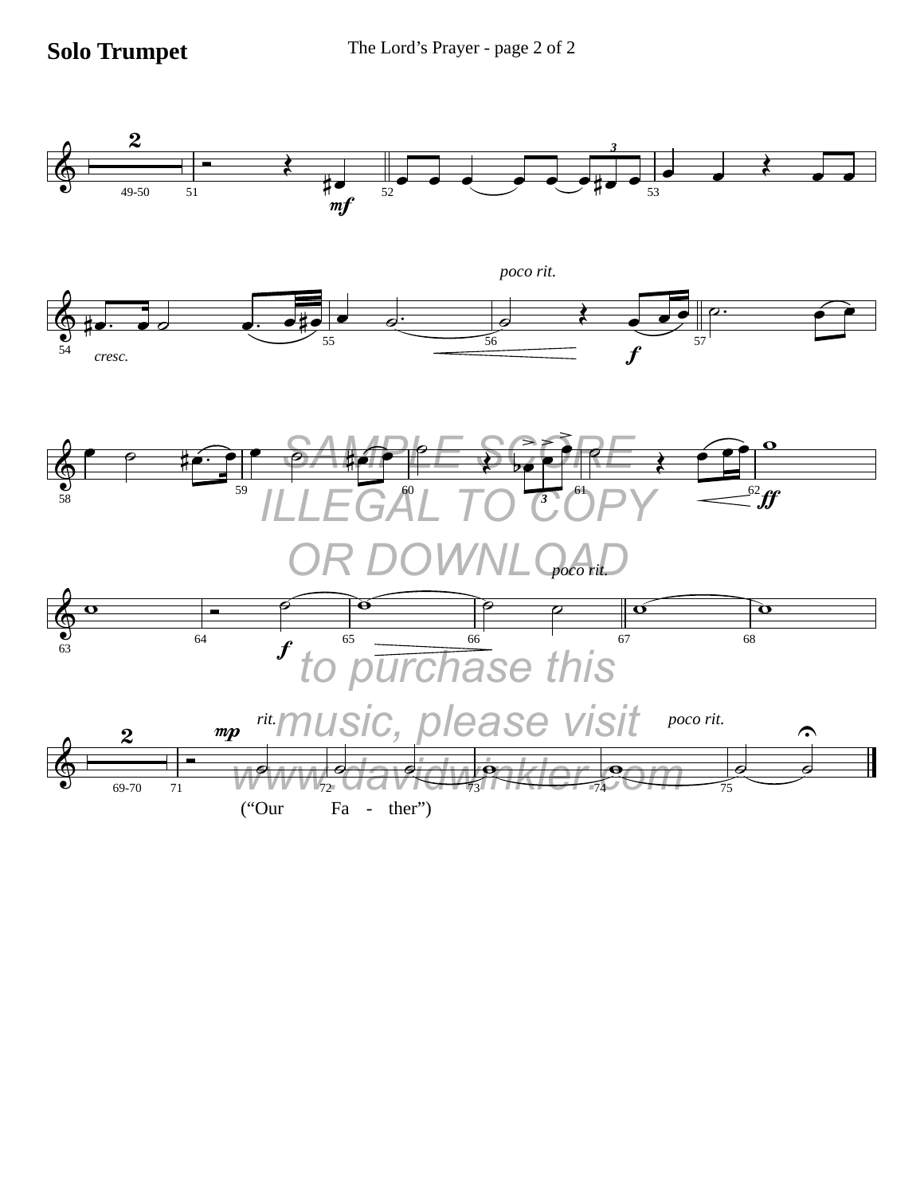# Solo Trumpet

SAMPLE SCORE
ILLEGAL TO COPY
OR DOWNLOAD

to purchase this
music, please visit
www.davidwinkler.com

("Our Fa - ther")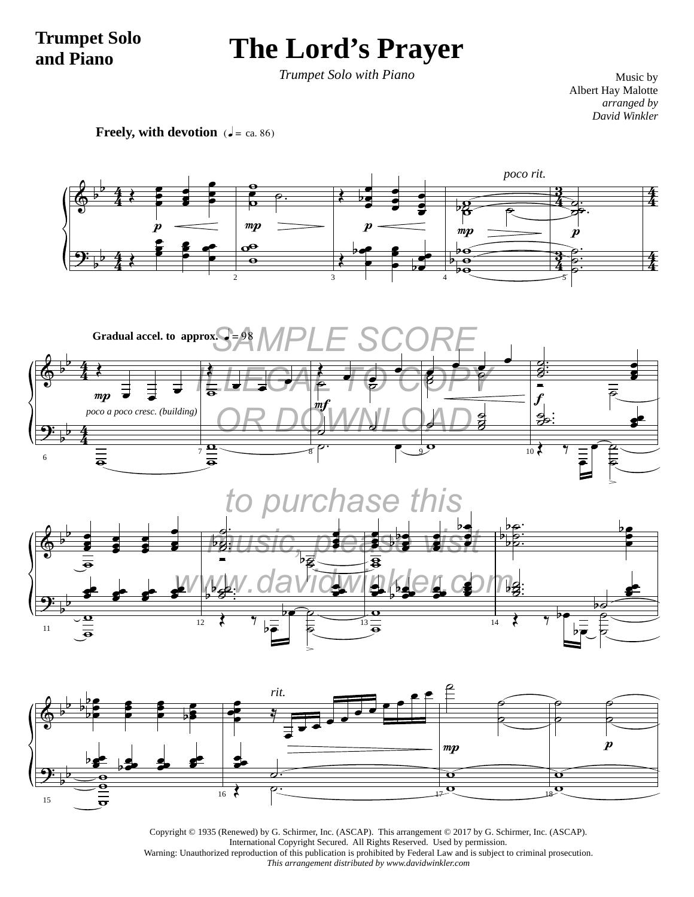**Trumpet Solo and Piano**

# The Lord's Prayer

*Trumpet Solo with Piano*

Music by
Albert Hay Malotte
*arranged by*
*David Winkler*

**Freely, with devotion** (♩ = ca. 86)

*poco rit.*

**Gradual accel. to approx.** ♩ = 98

*poco a poco cresc. (building)*

SAMPLE SCORE
ILLEGAL TO COPY
OR DOWNLOAD

to purchase this
music, please visit
www.davidwinkler.com

*rit.*

Copyright © 1935 (Renewed) by G. Schirmer, Inc. (ASCAP). This arrangement © 2017 by G. Schirmer, Inc. (ASCAP).
International Copyright Secured. All Rights Reserved. Used by permission.
Warning: Unauthorized reproduction of this publication is prohibited by Federal Law and is subject to criminal prosecution.
*This arrangement distributed by www.davidwinkler.com*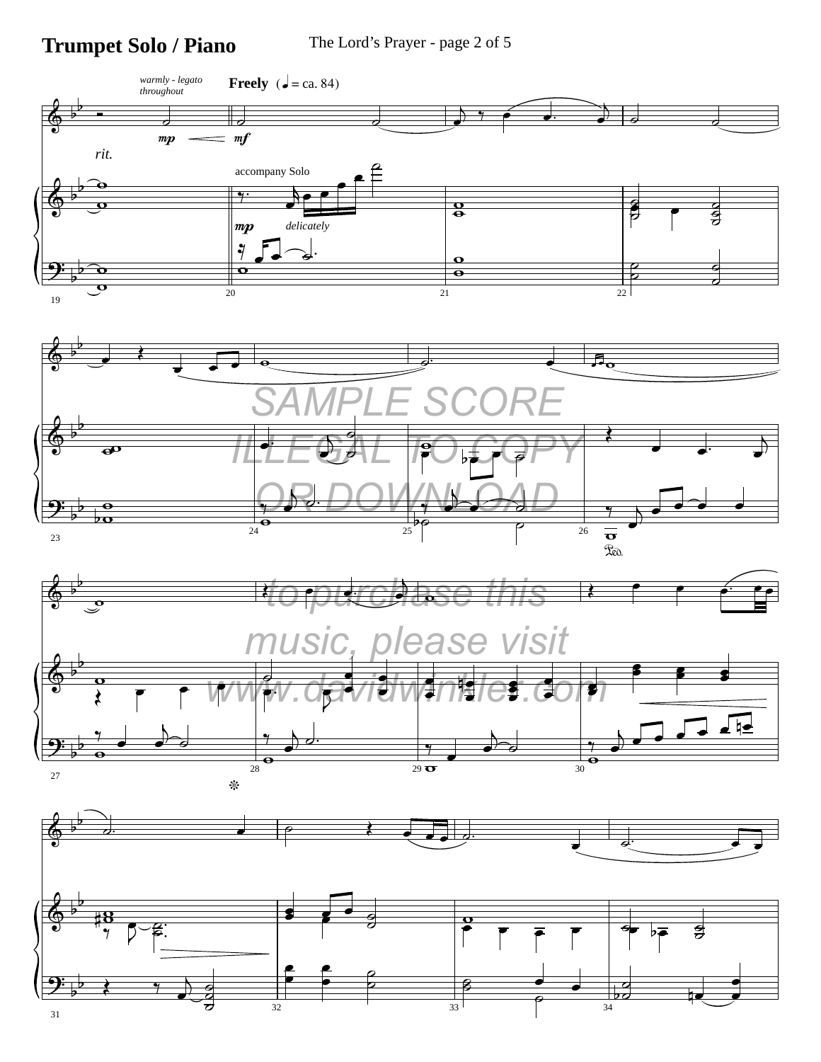# Trumpet Solo / Piano

The Lord's Prayer - page 2 of 5

*warmly - legato throughout*

**Freely** (♩ = ca. 84)

*rit.*

accompany Solo

*delicately*

SAMPLE SCORE ILLEGAL TO COPY OR DOWNLOAD

to purchase this music, please visit www.davidwinkler.com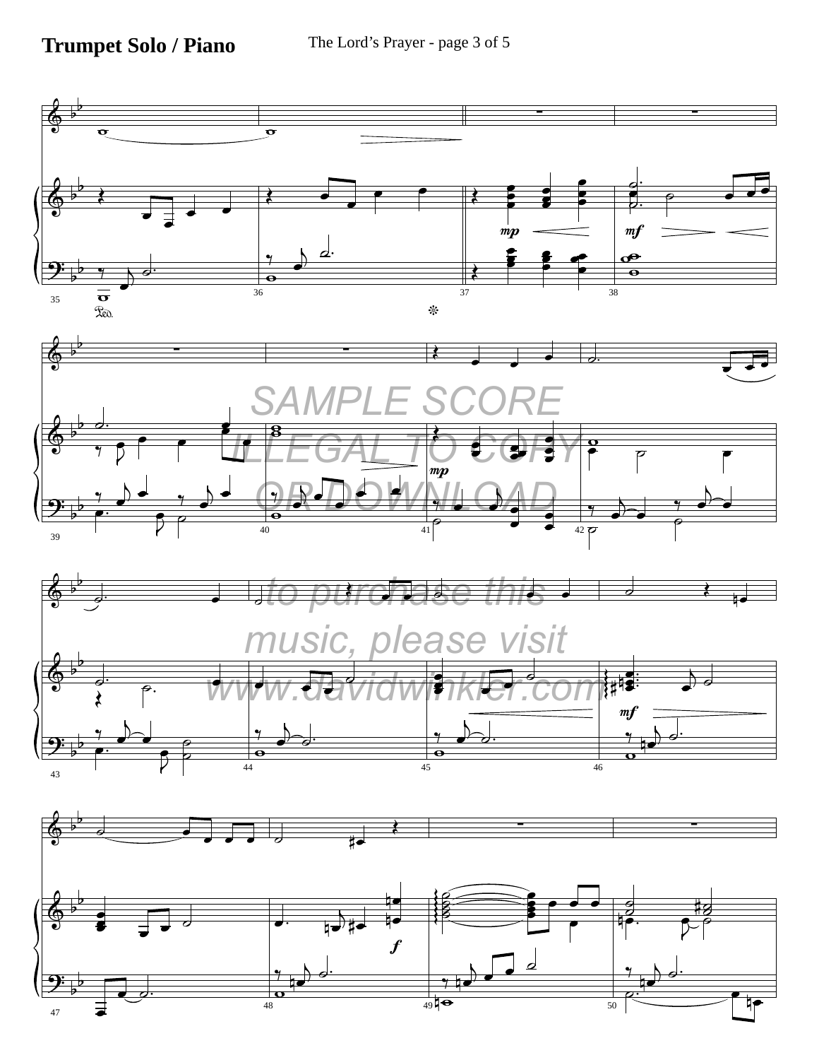SAMPLE SCORE
ILLEGAL TO COPY
OR DOWNLOAD

to purchase this
music, please visit
www.davidwinkler.com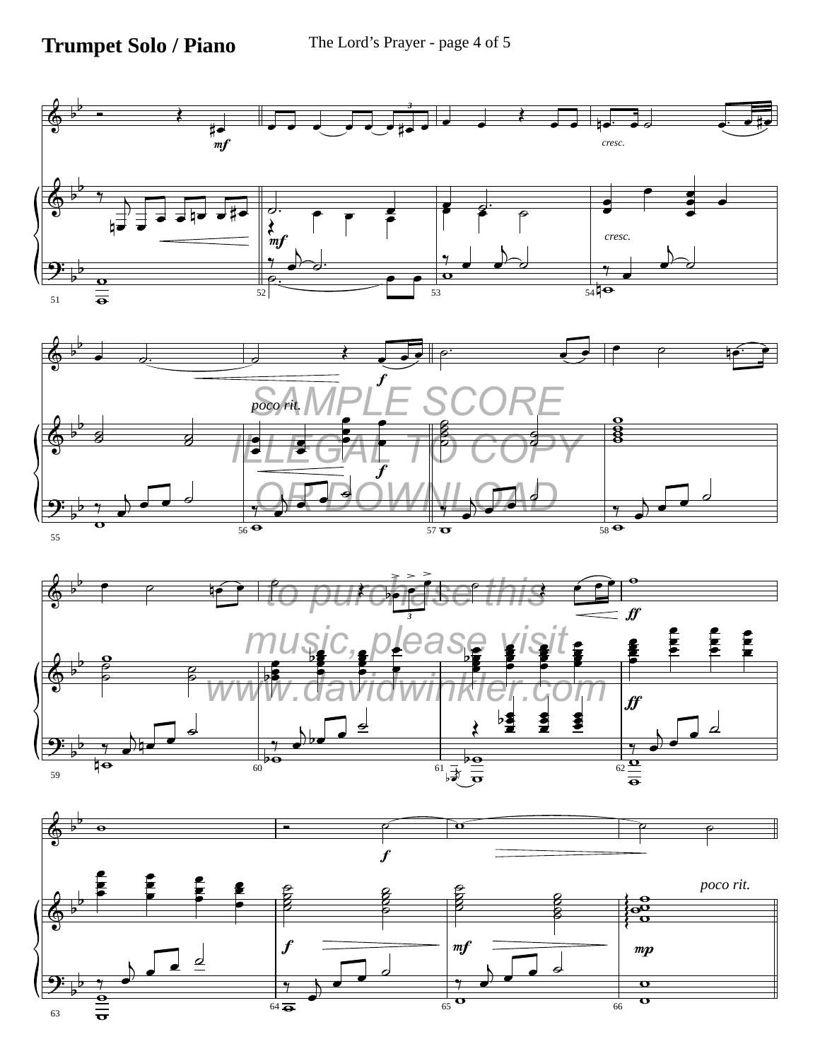**Trumpet Solo / Piano**

The Lord's Prayer - page 4 of 5

SAMPLE SCORE ILLEGAL TO COPY OR DOWNLOAD

to purchase this music, please visit www.davidwinkler.com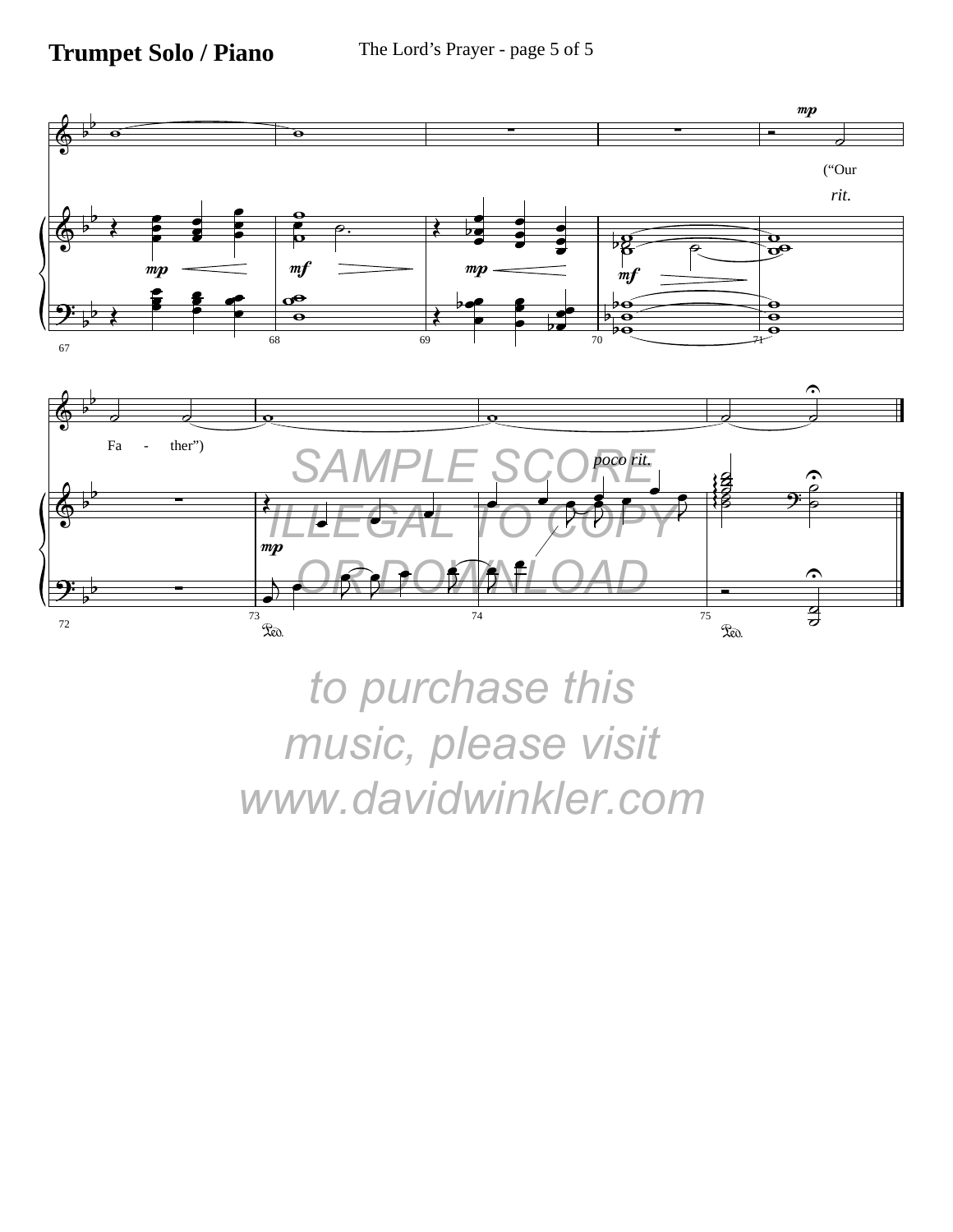**Trumpet Solo / Piano**

The Lord's Prayer - page 5 of 5

("Our Fa - ther")

SAMPLE SCORE
ILLEGAL TO COPY
OR DOWNLOAD

to purchase this
music, please visit
www.davidwinkler.com